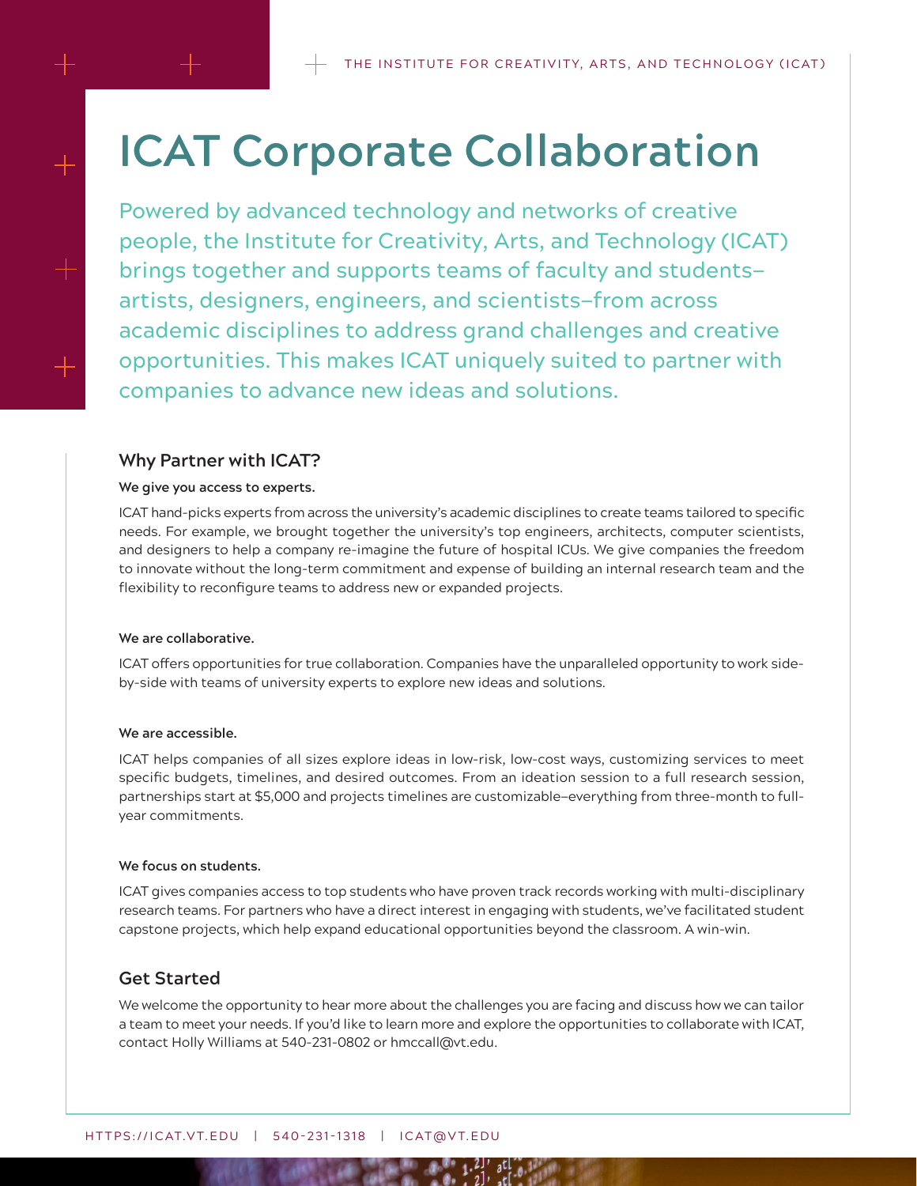# ICAT Corporate Collaboration

Powered by advanced technology and networks of creative people, the Institute for Creativity, Arts, and Technology (ICAT) brings together and supports teams of faculty and students–artists, designers, engineers, and scientists–from across academic disciplines to address grand challenges and creative opportunities. This makes ICAT uniquely suited to partner with companies to advance new ideas and solutions.

## Why Partner with ICAT?

**We give you access to experts.**

ICAT hand-picks experts from across the university's academic disciplines to create teams tailored to specific needs. For example, we brought together the university's top engineers, architects, computer scientists, and designers to help a company re-imagine the future of hospital ICUs. We give companies the freedom to innovate without the long-term commitment and expense of building an internal research team and the flexibility to reconfigure teams to address new or expanded projects.

**We are collaborative.**

ICAT offers opportunities for true collaboration. Companies have the unparalleled opportunity to work side-by-side with teams of university experts to explore new ideas and solutions.

**We are accessible.**

ICAT helps companies of all sizes explore ideas in low-risk, low-cost ways, customizing services to meet specific budgets, timelines, and desired outcomes. From an ideation session to a full research session, partnerships start at $5,000 and projects timelines are customizable–everything from three-month to full-year commitments.

**We focus on students.**

ICAT gives companies access to top students who have proven track records working with multi-disciplinary research teams. For partners who have a direct interest in engaging with students, we've facilitated student capstone projects, which help expand educational opportunities beyond the classroom. A win-win.

## Get Started

We welcome the opportunity to hear more about the challenges you are facing and discuss how we can tailor a team to meet your needs. If you'd like to learn more and explore the opportunities to collaborate with ICAT, contact Holly Williams at 540-231-0802 or hmccall@vt.edu.

HTTPS://ICAT.VT.EDU | 540-231-1318 | ICAT@VT.EDU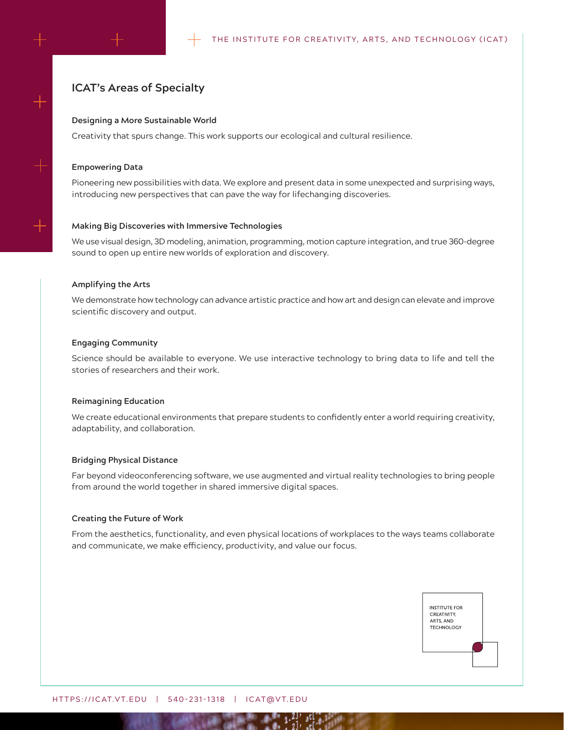## ICAT's Areas of Specialty

### Designing a More Sustainable World

Creativity that spurs change. This work supports our ecological and cultural resilience.

### Empowering Data

Pioneering new possibilities with data. We explore and present data in some unexpected and surprising ways, introducing new perspectives that can pave the way for lifechanging discoveries.

### Making Big Discoveries with Immersive Technologies

We use visual design, 3D modeling, animation, programming, motion capture integration, and true 360-degree sound to open up entire new worlds of exploration and discovery.

### Amplifying the Arts

We demonstrate how technology can advance artistic practice and how art and design can elevate and improve scientific discovery and output.

### Engaging Community

Science should be available to everyone. We use interactive technology to bring data to life and tell the stories of researchers and their work.

### Reimagining Education

We create educational environments that prepare students to confidently enter a world requiring creativity, adaptability, and collaboration.

### Bridging Physical Distance

Far beyond videoconferencing software, we use augmented and virtual reality technologies to bring people from around the world together in shared immersive digital spaces.

### Creating the Future of Work

From the aesthetics, functionality, and even physical locations of workplaces to the ways teams collaborate and communicate, we make efficiency, productivity, and value our focus.

INSTITUTE FOR CREATIVITY, ARTS, AND TECHNOLOGY

HTTPS://ICAT.VT.EDU | 540-231-1318 | ICAT@VT.EDU